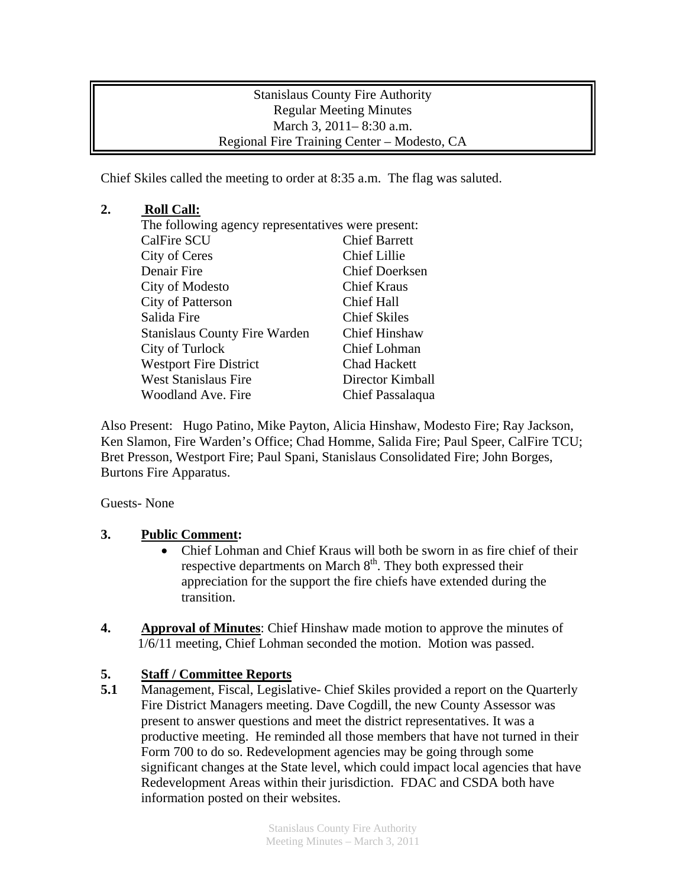Stanislaus County Fire Authority
Regular Meeting Minutes
March 3, 2011– 8:30 a.m.
Regional Fire Training Center – Modesto, CA

Chief Skiles called the meeting to order at 8:35 a.m. The flag was saluted.

**2. Roll Call:**

The following agency representatives were present:

| | |
|---|---|
| CalFire SCU | Chief Barrett |
| City of Ceres | Chief Lillie |
| Denair Fire | Chief Doerksen |
| City of Modesto | Chief Kraus |
| City of Patterson | Chief Hall |
| Salida Fire | Chief Skiles |
| Stanislaus County Fire Warden | Chief Hinshaw |
| City of Turlock | Chief Lohman |
| Westport Fire District | Chad Hackett |
| West Stanislaus Fire | Director Kimball |
| Woodland Ave. Fire | Chief Passalaqua |

Also Present: Hugo Patino, Mike Payton, Alicia Hinshaw, Modesto Fire; Ray Jackson, Ken Slamon, Fire Warden's Office; Chad Homme, Salida Fire; Paul Speer, CalFire TCU; Bret Presson, Westport Fire; Paul Spani, Stanislaus Consolidated Fire; John Borges, Burtons Fire Apparatus.

Guests- None

**3. Public Comment:**

- Chief Lohman and Chief Kraus will both be sworn in as fire chief of their respective departments on March 8th. They both expressed their appreciation for the support the fire chiefs have extended during the transition.

**4. Approval of Minutes**: Chief Hinshaw made motion to approve the minutes of 1/6/11 meeting, Chief Lohman seconded the motion. Motion was passed.

**5. Staff / Committee Reports**

**5.1** Management, Fiscal, Legislative- Chief Skiles provided a report on the Quarterly Fire District Managers meeting. Dave Cogdill, the new County Assessor was present to answer questions and meet the district representatives. It was a productive meeting. He reminded all those members that have not turned in their Form 700 to do so. Redevelopment agencies may be going through some significant changes at the State level, which could impact local agencies that have Redevelopment Areas within their jurisdiction. FDAC and CSDA both have information posted on their websites.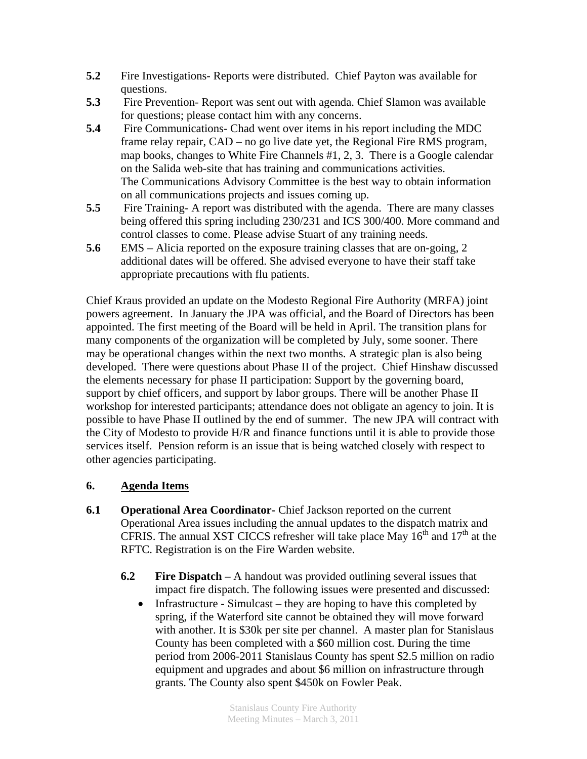**5.2** Fire Investigations- Reports were distributed. Chief Payton was available for questions.

**5.3** Fire Prevention- Report was sent out with agenda. Chief Slamon was available for questions; please contact him with any concerns.

**5.4** Fire Communications- Chad went over items in his report including the MDC frame relay repair, CAD – no go live date yet, the Regional Fire RMS program, map books, changes to White Fire Channels #1, 2, 3. There is a Google calendar on the Salida web-site that has training and communications activities. The Communications Advisory Committee is the best way to obtain information on all communications projects and issues coming up.

**5.5** Fire Training- A report was distributed with the agenda. There are many classes being offered this spring including 230/231 and ICS 300/400. More command and control classes to come. Please advise Stuart of any training needs.

**5.6** EMS – Alicia reported on the exposure training classes that are on-going, 2 additional dates will be offered. She advised everyone to have their staff take appropriate precautions with flu patients.

Chief Kraus provided an update on the Modesto Regional Fire Authority (MRFA) joint powers agreement. In January the JPA was official, and the Board of Directors has been appointed. The first meeting of the Board will be held in April. The transition plans for many components of the organization will be completed by July, some sooner. There may be operational changes within the next two months. A strategic plan is also being developed. There were questions about Phase II of the project. Chief Hinshaw discussed the elements necessary for phase II participation: Support by the governing board, support by chief officers, and support by labor groups. There will be another Phase II workshop for interested participants; attendance does not obligate an agency to join. It is possible to have Phase II outlined by the end of summer. The new JPA will contract with the City of Modesto to provide H/R and finance functions until it is able to provide those services itself. Pension reform is an issue that is being watched closely with respect to other agencies participating.

## 6. Agenda Items

**6.1** **Operational Area Coordinator**- Chief Jackson reported on the current Operational Area issues including the annual updates to the dispatch matrix and CFRIS. The annual XST CICCS refresher will take place May 16th and 17th at the RFTC. Registration is on the Fire Warden website.

**6.2** **Fire Dispatch –** A handout was provided outlining several issues that impact fire dispatch. The following issues were presented and discussed:

- Infrastructure - Simulcast – they are hoping to have this completed by spring, if the Waterford site cannot be obtained they will move forward with another. It is $30k per site per channel. A master plan for Stanislaus County has been completed with a $60 million cost. During the time period from 2006-2011 Stanislaus County has spent $2.5 million on radio equipment and upgrades and about $6 million on infrastructure through grants. The County also spent $450k on Fowler Peak.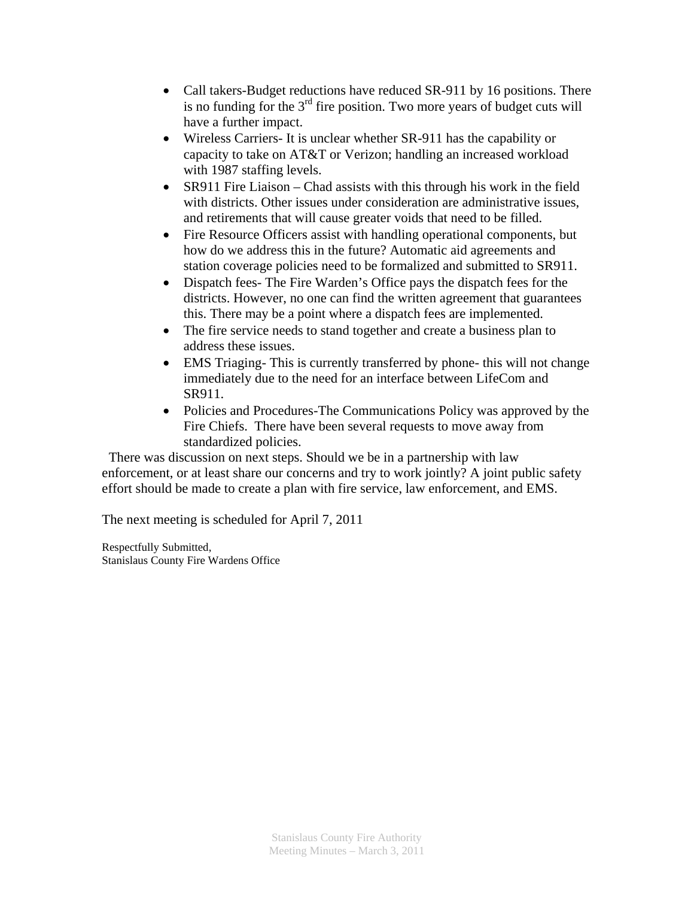- Call takers-Budget reductions have reduced SR-911 by 16 positions. There is no funding for the 3rd fire position. Two more years of budget cuts will have a further impact.
- Wireless Carriers- It is unclear whether SR-911 has the capability or capacity to take on AT&T or Verizon; handling an increased workload with 1987 staffing levels.
- SR911 Fire Liaison – Chad assists with this through his work in the field with districts. Other issues under consideration are administrative issues, and retirements that will cause greater voids that need to be filled.
- Fire Resource Officers assist with handling operational components, but how do we address this in the future? Automatic aid agreements and station coverage policies need to be formalized and submitted to SR911.
- Dispatch fees- The Fire Warden's Office pays the dispatch fees for the districts. However, no one can find the written agreement that guarantees this. There may be a point where a dispatch fees are implemented.
- The fire service needs to stand together and create a business plan to address these issues.
- EMS Triaging- This is currently transferred by phone- this will not change immediately due to the need for an interface between LifeCom and SR911.
- Policies and Procedures-The Communications Policy was approved by the Fire Chiefs. There have been several requests to move away from standardized policies.

There was discussion on next steps. Should we be in a partnership with law enforcement, or at least share our concerns and try to work jointly? A joint public safety effort should be made to create a plan with fire service, law enforcement, and EMS.

The next meeting is scheduled for April 7, 2011

Respectfully Submitted,
Stanislaus County Fire Wardens Office